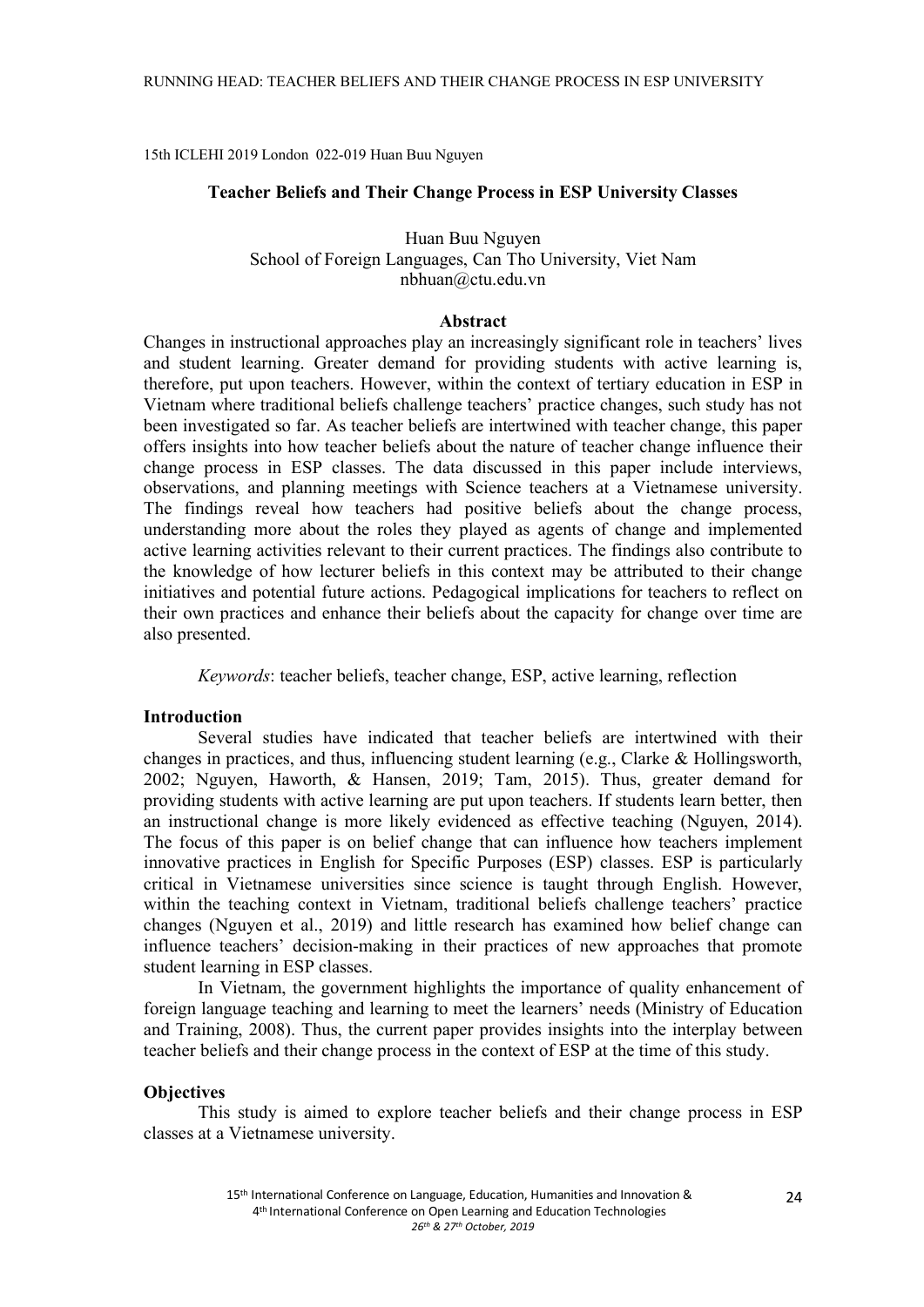15th ICLEHI 2019 London 022-019 Huan Buu Nguyen

# Teacher Beliefs and Their Change Process in ESP University Classes

Huan Buu Nguyen
School of Foreign Languages, Can Tho University, Viet Nam
nbhuan@ctu.edu.vn

## Abstract

Changes in instructional approaches play an increasingly significant role in teachers' lives and student learning. Greater demand for providing students with active learning is, therefore, put upon teachers. However, within the context of tertiary education in ESP in Vietnam where traditional beliefs challenge teachers' practice changes, such study has not been investigated so far. As teacher beliefs are intertwined with teacher change, this paper offers insights into how teacher beliefs about the nature of teacher change influence their change process in ESP classes. The data discussed in this paper include interviews, observations, and planning meetings with Science teachers at a Vietnamese university. The findings reveal how teachers had positive beliefs about the change process, understanding more about the roles they played as agents of change and implemented active learning activities relevant to their current practices. The findings also contribute to the knowledge of how lecturer beliefs in this context may be attributed to their change initiatives and potential future actions. Pedagogical implications for teachers to reflect on their own practices and enhance their beliefs about the capacity for change over time are also presented.

*Keywords*: teacher beliefs, teacher change, ESP, active learning, reflection

## Introduction

Several studies have indicated that teacher beliefs are intertwined with their changes in practices, and thus, influencing student learning (e.g., Clarke & Hollingsworth, 2002; Nguyen, Haworth, & Hansen, 2019; Tam, 2015). Thus, greater demand for providing students with active learning are put upon teachers. If students learn better, then an instructional change is more likely evidenced as effective teaching (Nguyen, 2014). The focus of this paper is on belief change that can influence how teachers implement innovative practices in English for Specific Purposes (ESP) classes. ESP is particularly critical in Vietnamese universities since science is taught through English. However, within the teaching context in Vietnam, traditional beliefs challenge teachers' practice changes (Nguyen et al., 2019) and little research has examined how belief change can influence teachers' decision-making in their practices of new approaches that promote student learning in ESP classes.

In Vietnam, the government highlights the importance of quality enhancement of foreign language teaching and learning to meet the learners' needs (Ministry of Education and Training, 2008). Thus, the current paper provides insights into the interplay between teacher beliefs and their change process in the context of ESP at the time of this study.

## Objectives

This study is aimed to explore teacher beliefs and their change process in ESP classes at a Vietnamese university.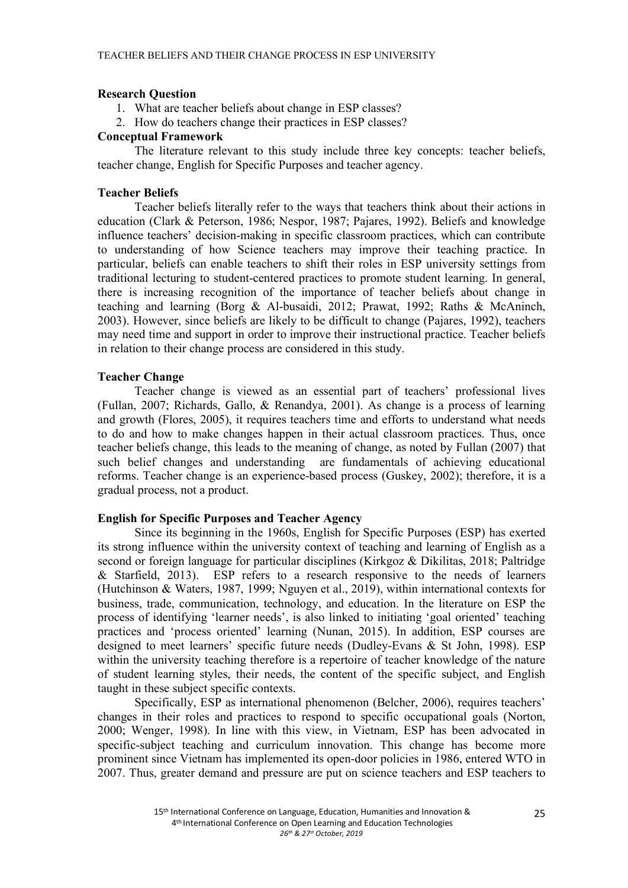**Research Question**

1. What are teacher beliefs about change in ESP classes?
2. How do teachers change their practices in ESP classes?

**Conceptual Framework**

The literature relevant to this study include three key concepts: teacher beliefs, teacher change, English for Specific Purposes and teacher agency.

**Teacher Beliefs**

Teacher beliefs literally refer to the ways that teachers think about their actions in education (Clark & Peterson, 1986; Nespor, 1987; Pajares, 1992). Beliefs and knowledge influence teachers' decision-making in specific classroom practices, which can contribute to understanding of how Science teachers may improve their teaching practice. In particular, beliefs can enable teachers to shift their roles in ESP university settings from traditional lecturing to student-centered practices to promote student learning. In general, there is increasing recognition of the importance of teacher beliefs about change in teaching and learning (Borg & Al-busaidi, 2012; Prawat, 1992; Raths & McAninch, 2003). However, since beliefs are likely to be difficult to change (Pajares, 1992), teachers may need time and support in order to improve their instructional practice. Teacher beliefs in relation to their change process are considered in this study.

**Teacher Change**

Teacher change is viewed as an essential part of teachers' professional lives (Fullan, 2007; Richards, Gallo, & Renandya, 2001). As change is a process of learning and growth (Flores, 2005), it requires teachers time and efforts to understand what needs to do and how to make changes happen in their actual classroom practices. Thus, once teacher beliefs change, this leads to the meaning of change, as noted by Fullan (2007) that such belief changes and understanding are fundamentals of achieving educational reforms. Teacher change is an experience-based process (Guskey, 2002); therefore, it is a gradual process, not a product.

**English for Specific Purposes and Teacher Agency**

Since its beginning in the 1960s, English for Specific Purposes (ESP) has exerted its strong influence within the university context of teaching and learning of English as a second or foreign language for particular disciplines (Kirkgoz & Dikilitas, 2018; Paltridge & Starfield, 2013). ESP refers to a research responsive to the needs of learners (Hutchinson & Waters, 1987, 1999; Nguyen et al., 2019), within international contexts for business, trade, communication, technology, and education. In the literature on ESP the process of identifying 'learner needs', is also linked to initiating 'goal oriented' teaching practices and 'process oriented' learning (Nunan, 2015). In addition, ESP courses are designed to meet learners' specific future needs (Dudley-Evans & St John, 1998). ESP within the university teaching therefore is a repertoire of teacher knowledge of the nature of student learning styles, their needs, the content of the specific subject, and English taught in these subject specific contexts.

Specifically, ESP as international phenomenon (Belcher, 2006), requires teachers' changes in their roles and practices to respond to specific occupational goals (Norton, 2000; Wenger, 1998). In line with this view, in Vietnam, ESP has been advocated in specific-subject teaching and curriculum innovation. This change has become more prominent since Vietnam has implemented its open-door policies in 1986, entered WTO in 2007. Thus, greater demand and pressure are put on science teachers and ESP teachers to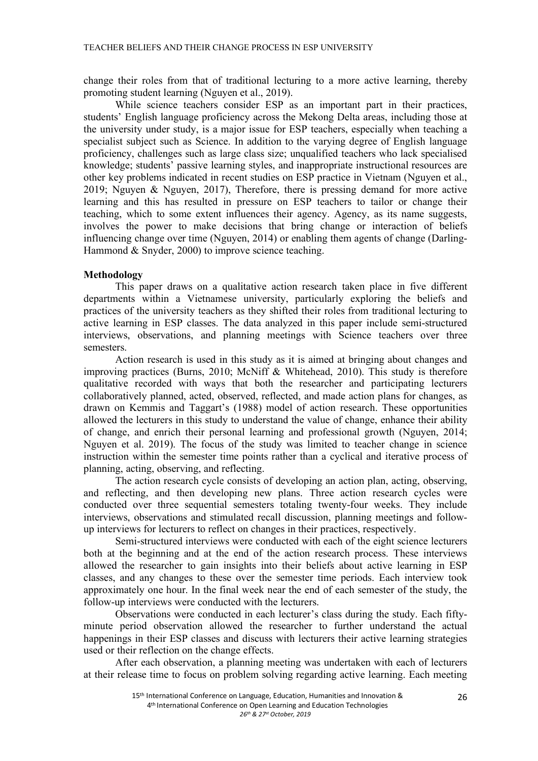change their roles from that of traditional lecturing to a more active learning, thereby promoting student learning (Nguyen et al., 2019).

While science teachers consider ESP as an important part in their practices, students' English language proficiency across the Mekong Delta areas, including those at the university under study, is a major issue for ESP teachers, especially when teaching a specialist subject such as Science. In addition to the varying degree of English language proficiency, challenges such as large class size; unqualified teachers who lack specialised knowledge; students' passive learning styles, and inappropriate instructional resources are other key problems indicated in recent studies on ESP practice in Vietnam (Nguyen et al., 2019; Nguyen & Nguyen, 2017), Therefore, there is pressing demand for more active learning and this has resulted in pressure on ESP teachers to tailor or change their teaching, which to some extent influences their agency. Agency, as its name suggests, involves the power to make decisions that bring change or interaction of beliefs influencing change over time (Nguyen, 2014) or enabling them agents of change (Darling-Hammond & Snyder, 2000) to improve science teaching.

**Methodology**

This paper draws on a qualitative action research taken place in five different departments within a Vietnamese university, particularly exploring the beliefs and practices of the university teachers as they shifted their roles from traditional lecturing to active learning in ESP classes. The data analyzed in this paper include semi-structured interviews, observations, and planning meetings with Science teachers over three semesters.

Action research is used in this study as it is aimed at bringing about changes and improving practices (Burns, 2010; McNiff & Whitehead, 2010). This study is therefore qualitative recorded with ways that both the researcher and participating lecturers collaboratively planned, acted, observed, reflected, and made action plans for changes, as drawn on Kemmis and Taggart's (1988) model of action research. These opportunities allowed the lecturers in this study to understand the value of change, enhance their ability of change, and enrich their personal learning and professional growth (Nguyen, 2014; Nguyen et al. 2019). The focus of the study was limited to teacher change in science instruction within the semester time points rather than a cyclical and iterative process of planning, acting, observing, and reflecting.

The action research cycle consists of developing an action plan, acting, observing, and reflecting, and then developing new plans. Three action research cycles were conducted over three sequential semesters totaling twenty-four weeks. They include interviews, observations and stimulated recall discussion, planning meetings and follow-up interviews for lecturers to reflect on changes in their practices, respectively.

Semi-structured interviews were conducted with each of the eight science lecturers both at the beginning and at the end of the action research process. These interviews allowed the researcher to gain insights into their beliefs about active learning in ESP classes, and any changes to these over the semester time periods. Each interview took approximately one hour. In the final week near the end of each semester of the study, the follow-up interviews were conducted with the lecturers.

Observations were conducted in each lecturer's class during the study. Each fifty-minute period observation allowed the researcher to further understand the actual happenings in their ESP classes and discuss with lecturers their active learning strategies used or their reflection on the change effects.

After each observation, a planning meeting was undertaken with each of lecturers at their release time to focus on problem solving regarding active learning. Each meeting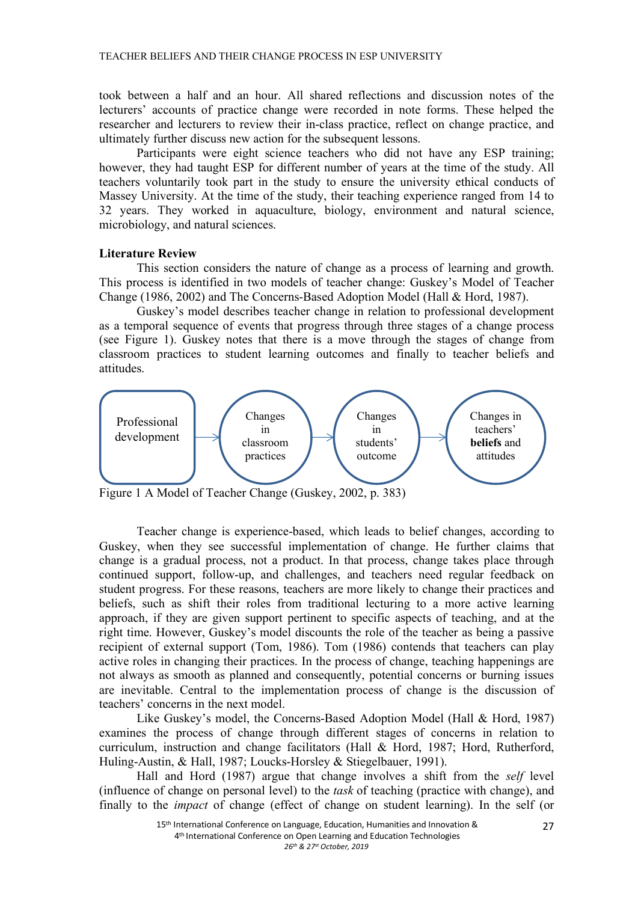took between a half and an hour. All shared reflections and discussion notes of the lecturers' accounts of practice change were recorded in note forms. These helped the researcher and lecturers to review their in-class practice, reflect on change practice, and ultimately further discuss new action for the subsequent lessons.

Participants were eight science teachers who did not have any ESP training; however, they had taught ESP for different number of years at the time of the study. All teachers voluntarily took part in the study to ensure the university ethical conducts of Massey University. At the time of the study, their teaching experience ranged from 14 to 32 years. They worked in aquaculture, biology, environment and natural science, microbiology, and natural sciences.

**Literature Review**

This section considers the nature of change as a process of learning and growth. This process is identified in two models of teacher change: Guskey's Model of Teacher Change (1986, 2002) and The Concerns-Based Adoption Model (Hall & Hord, 1987).

Guskey's model describes teacher change in relation to professional development as a temporal sequence of events that progress through three stages of a change process (see Figure 1). Guskey notes that there is a move through the stages of change from classroom practices to student learning outcomes and finally to teacher beliefs and attitudes.

Professional development → Changes in classroom practices → Changes in students' outcome → Changes in teachers' **beliefs** and attitudes

Figure 1 A Model of Teacher Change (Guskey, 2002, p. 383)

Teacher change is experience-based, which leads to belief changes, according to Guskey, when they see successful implementation of change. He further claims that change is a gradual process, not a product. In that process, change takes place through continued support, follow-up, and challenges, and teachers need regular feedback on student progress. For these reasons, teachers are more likely to change their practices and beliefs, such as shift their roles from traditional lecturing to a more active learning approach, if they are given support pertinent to specific aspects of teaching, and at the right time. However, Guskey's model discounts the role of the teacher as being a passive recipient of external support (Tom, 1986). Tom (1986) contends that teachers can play active roles in changing their practices. In the process of change, teaching happenings are not always as smooth as planned and consequently, potential concerns or burning issues are inevitable. Central to the implementation process of change is the discussion of teachers' concerns in the next model.

Like Guskey's model, the Concerns-Based Adoption Model (Hall & Hord, 1987) examines the process of change through different stages of concerns in relation to curriculum, instruction and change facilitators (Hall & Hord, 1987; Hord, Rutherford, Huling-Austin, & Hall, 1987; Loucks-Horsley & Stiegelbauer, 1991).

Hall and Hord (1987) argue that change involves a shift from the *self* level (influence of change on personal level) to the *task* of teaching (practice with change), and finally to the *impact* of change (effect of change on student learning). In the self (or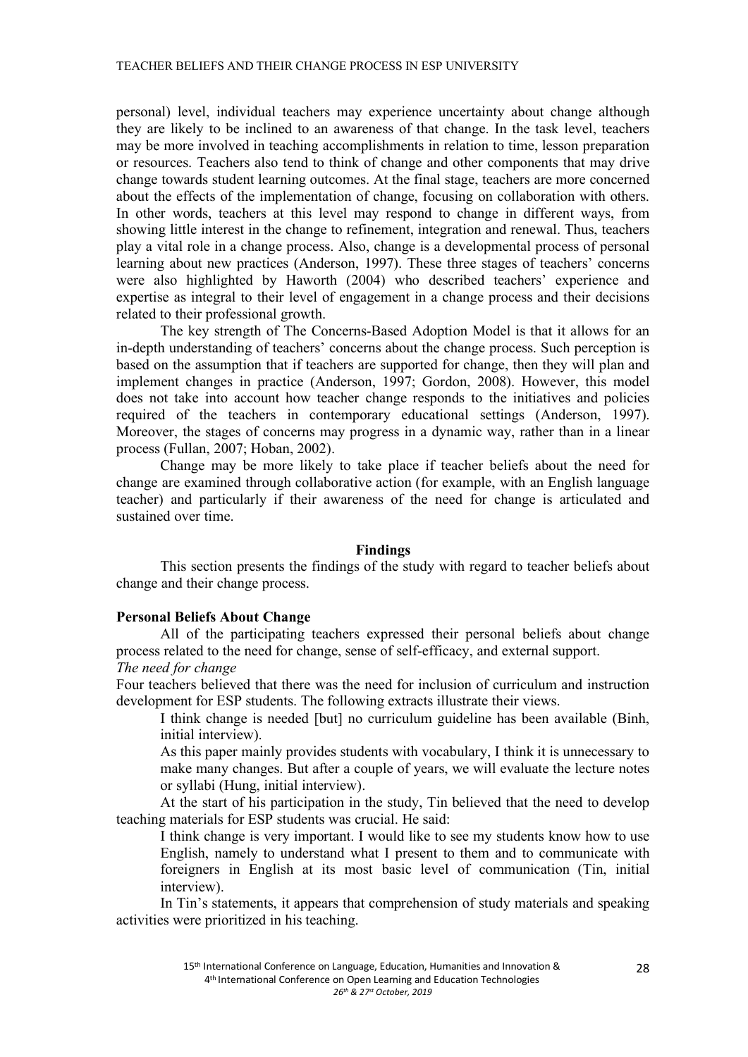personal) level, individual teachers may experience uncertainty about change although they are likely to be inclined to an awareness of that change. In the task level, teachers may be more involved in teaching accomplishments in relation to time, lesson preparation or resources. Teachers also tend to think of change and other components that may drive change towards student learning outcomes. At the final stage, teachers are more concerned about the effects of the implementation of change, focusing on collaboration with others. In other words, teachers at this level may respond to change in different ways, from showing little interest in the change to refinement, integration and renewal. Thus, teachers play a vital role in a change process. Also, change is a developmental process of personal learning about new practices (Anderson, 1997). These three stages of teachers' concerns were also highlighted by Haworth (2004) who described teachers' experience and expertise as integral to their level of engagement in a change process and their decisions related to their professional growth.

The key strength of The Concerns-Based Adoption Model is that it allows for an in-depth understanding of teachers' concerns about the change process. Such perception is based on the assumption that if teachers are supported for change, then they will plan and implement changes in practice (Anderson, 1997; Gordon, 2008). However, this model does not take into account how teacher change responds to the initiatives and policies required of the teachers in contemporary educational settings (Anderson, 1997). Moreover, the stages of concerns may progress in a dynamic way, rather than in a linear process (Fullan, 2007; Hoban, 2002).

Change may be more likely to take place if teacher beliefs about the need for change are examined through collaborative action (for example, with an English language teacher) and particularly if their awareness of the need for change is articulated and sustained over time.

## Findings

This section presents the findings of the study with regard to teacher beliefs about change and their change process.

### Personal Beliefs About Change

All of the participating teachers expressed their personal beliefs about change process related to the need for change, sense of self-efficacy, and external support.

*The need for change*

Four teachers believed that there was the need for inclusion of curriculum and instruction development for ESP students. The following extracts illustrate their views.

> I think change is needed [but] no curriculum guideline has been available (Binh, initial interview).
>
> As this paper mainly provides students with vocabulary, I think it is unnecessary to make many changes. But after a couple of years, we will evaluate the lecture notes or syllabi (Hung, initial interview).

At the start of his participation in the study, Tin believed that the need to develop teaching materials for ESP students was crucial. He said:

> I think change is very important. I would like to see my students know how to use English, namely to understand what I present to them and to communicate with foreigners in English at its most basic level of communication (Tin, initial interview).

In Tin's statements, it appears that comprehension of study materials and speaking activities were prioritized in his teaching.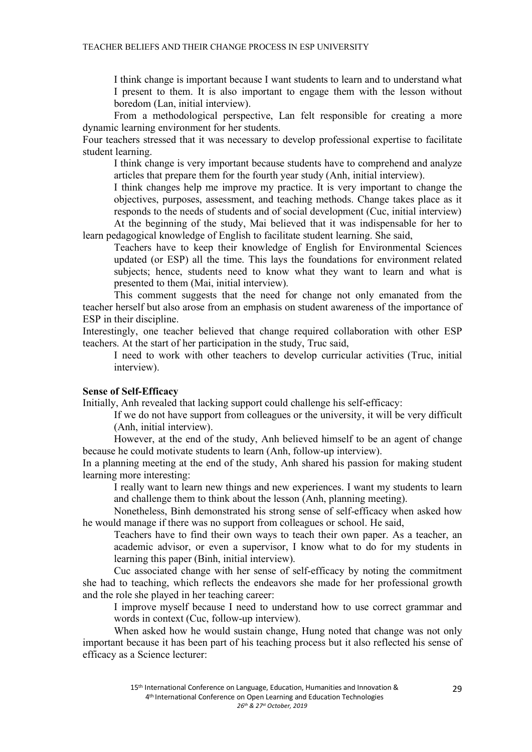I think change is important because I want students to learn and to understand what I present to them. It is also important to engage them with the lesson without boredom (Lan, initial interview).

From a methodological perspective, Lan felt responsible for creating a more dynamic learning environment for her students.

Four teachers stressed that it was necessary to develop professional expertise to facilitate student learning.

I think change is very important because students have to comprehend and analyze articles that prepare them for the fourth year study (Anh, initial interview).

I think changes help me improve my practice. It is very important to change the objectives, purposes, assessment, and teaching methods. Change takes place as it responds to the needs of students and of social development (Cuc, initial interview)

At the beginning of the study, Mai believed that it was indispensable for her to learn pedagogical knowledge of English to facilitate student learning. She said,

Teachers have to keep their knowledge of English for Environmental Sciences updated (or ESP) all the time. This lays the foundations for environment related subjects; hence, students need to know what they want to learn and what is presented to them (Mai, initial interview).

This comment suggests that the need for change not only emanated from the teacher herself but also arose from an emphasis on student awareness of the importance of ESP in their discipline.

Interestingly, one teacher believed that change required collaboration with other ESP teachers. At the start of her participation in the study, Truc said,

I need to work with other teachers to develop curricular activities (Truc, initial interview).

**Sense of Self-Efficacy**

Initially, Anh revealed that lacking support could challenge his self-efficacy:

If we do not have support from colleagues or the university, it will be very difficult (Anh, initial interview).

However, at the end of the study, Anh believed himself to be an agent of change because he could motivate students to learn (Anh, follow-up interview).

In a planning meeting at the end of the study, Anh shared his passion for making student learning more interesting:

I really want to learn new things and new experiences. I want my students to learn and challenge them to think about the lesson (Anh, planning meeting).

Nonetheless, Binh demonstrated his strong sense of self-efficacy when asked how he would manage if there was no support from colleagues or school. He said,

Teachers have to find their own ways to teach their own paper. As a teacher, an academic advisor, or even a supervisor, I know what to do for my students in learning this paper (Binh, initial interview).

Cuc associated change with her sense of self-efficacy by noting the commitment she had to teaching, which reflects the endeavors she made for her professional growth and the role she played in her teaching career:

I improve myself because I need to understand how to use correct grammar and words in context (Cuc, follow-up interview).

When asked how he would sustain change, Hung noted that change was not only important because it has been part of his teaching process but it also reflected his sense of efficacy as a Science lecturer: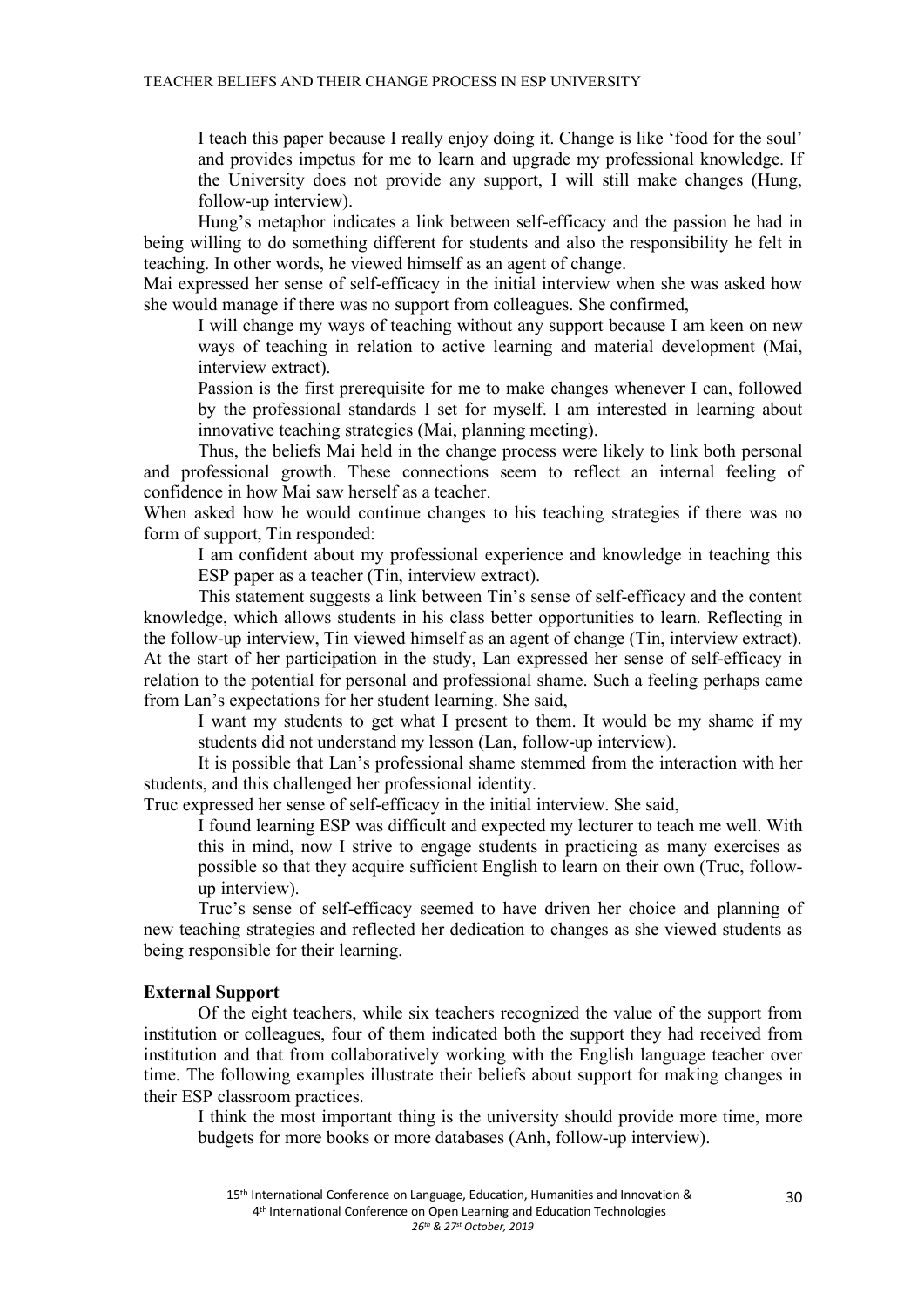I teach this paper because I really enjoy doing it. Change is like 'food for the soul' and provides impetus for me to learn and upgrade my professional knowledge. If the University does not provide any support, I will still make changes (Hung, follow-up interview).

Hung's metaphor indicates a link between self-efficacy and the passion he had in being willing to do something different for students and also the responsibility he felt in teaching. In other words, he viewed himself as an agent of change.

Mai expressed her sense of self-efficacy in the initial interview when she was asked how she would manage if there was no support from colleagues. She confirmed,

> I will change my ways of teaching without any support because I am keen on new ways of teaching in relation to active learning and material development (Mai, interview extract).
>
> Passion is the first prerequisite for me to make changes whenever I can, followed by the professional standards I set for myself. I am interested in learning about innovative teaching strategies (Mai, planning meeting).

Thus, the beliefs Mai held in the change process were likely to link both personal and professional growth. These connections seem to reflect an internal feeling of confidence in how Mai saw herself as a teacher.

When asked how he would continue changes to his teaching strategies if there was no form of support, Tin responded:

> I am confident about my professional experience and knowledge in teaching this ESP paper as a teacher (Tin, interview extract).

This statement suggests a link between Tin's sense of self-efficacy and the content knowledge, which allows students in his class better opportunities to learn. Reflecting in the follow-up interview, Tin viewed himself as an agent of change (Tin, interview extract).

At the start of her participation in the study, Lan expressed her sense of self-efficacy in relation to the potential for personal and professional shame. Such a feeling perhaps came from Lan's expectations for her student learning. She said,

> I want my students to get what I present to them. It would be my shame if my students did not understand my lesson (Lan, follow-up interview).

It is possible that Lan's professional shame stemmed from the interaction with her students, and this challenged her professional identity.

Truc expressed her sense of self-efficacy in the initial interview. She said,

> I found learning ESP was difficult and expected my lecturer to teach me well. With this in mind, now I strive to engage students in practicing as many exercises as possible so that they acquire sufficient English to learn on their own (Truc, follow-up interview).

Truc's sense of self-efficacy seemed to have driven her choice and planning of new teaching strategies and reflected her dedication to changes as she viewed students as being responsible for their learning.

**External Support**

Of the eight teachers, while six teachers recognized the value of the support from institution or colleagues, four of them indicated both the support they had received from institution and that from collaboratively working with the English language teacher over time. The following examples illustrate their beliefs about support for making changes in their ESP classroom practices.

> I think the most important thing is the university should provide more time, more budgets for more books or more databases (Anh, follow-up interview).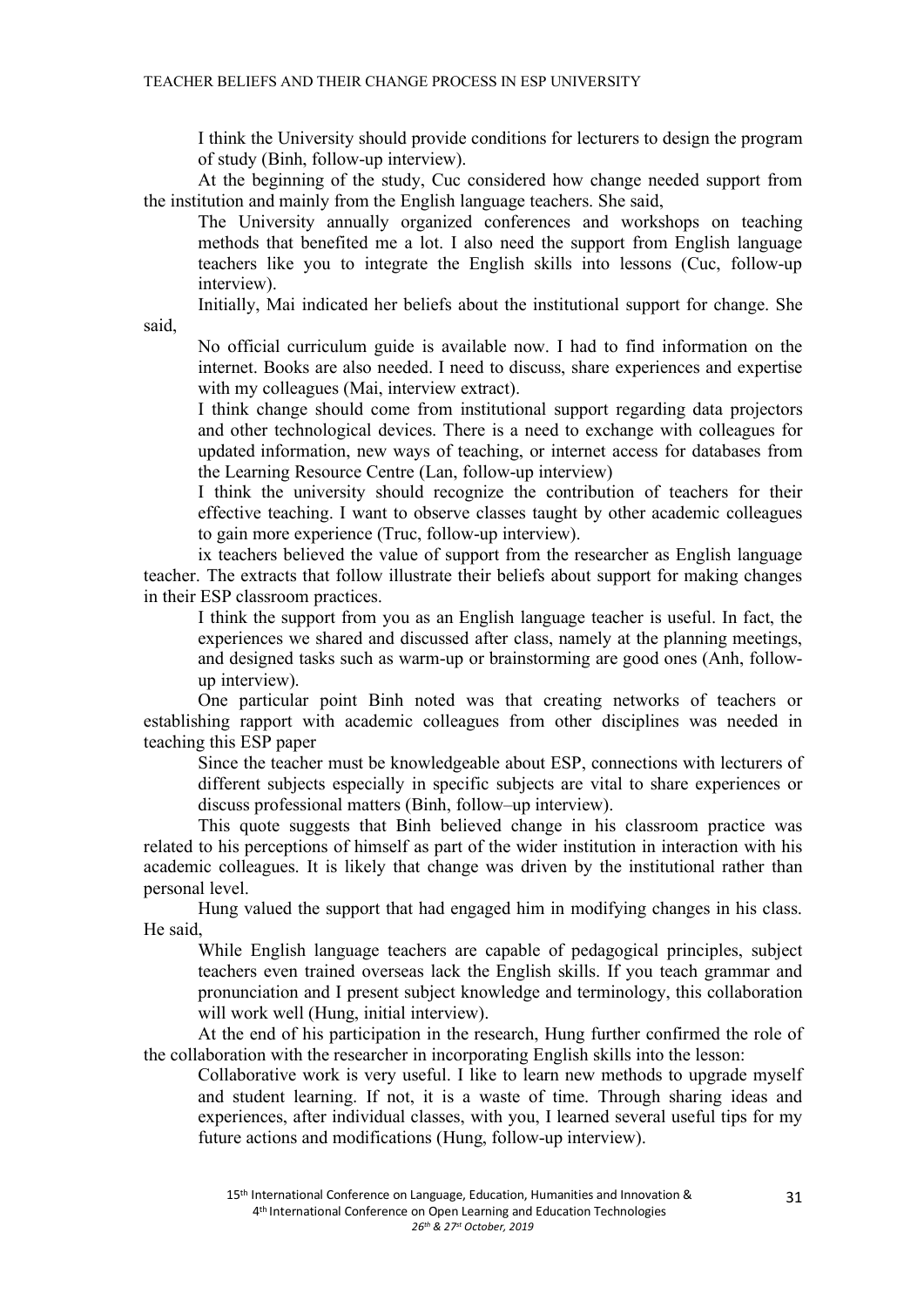I think the University should provide conditions for lecturers to design the program of study (Binh, follow-up interview).

At the beginning of the study, Cuc considered how change needed support from the institution and mainly from the English language teachers. She said,

> The University annually organized conferences and workshops on teaching methods that benefited me a lot. I also need the support from English language teachers like you to integrate the English skills into lessons (Cuc, follow-up interview).

Initially, Mai indicated her beliefs about the institutional support for change. She said,

> No official curriculum guide is available now. I had to find information on the internet. Books are also needed. I need to discuss, share experiences and expertise with my colleagues (Mai, interview extract).

> I think change should come from institutional support regarding data projectors and other technological devices. There is a need to exchange with colleagues for updated information, new ways of teaching, or internet access for databases from the Learning Resource Centre (Lan, follow-up interview)

> I think the university should recognize the contribution of teachers for their effective teaching. I want to observe classes taught by other academic colleagues to gain more experience (Truc, follow-up interview).

ix teachers believed the value of support from the researcher as English language teacher. The extracts that follow illustrate their beliefs about support for making changes in their ESP classroom practices.

> I think the support from you as an English language teacher is useful. In fact, the experiences we shared and discussed after class, namely at the planning meetings, and designed tasks such as warm-up or brainstorming are good ones (Anh, follow-up interview).

One particular point Binh noted was that creating networks of teachers or establishing rapport with academic colleagues from other disciplines was needed in teaching this ESP paper

> Since the teacher must be knowledgeable about ESP, connections with lecturers of different subjects especially in specific subjects are vital to share experiences or discuss professional matters (Binh, follow–up interview).

This quote suggests that Binh believed change in his classroom practice was related to his perceptions of himself as part of the wider institution in interaction with his academic colleagues. It is likely that change was driven by the institutional rather than personal level.

Hung valued the support that had engaged him in modifying changes in his class. He said,

> While English language teachers are capable of pedagogical principles, subject teachers even trained overseas lack the English skills. If you teach grammar and pronunciation and I present subject knowledge and terminology, this collaboration will work well (Hung, initial interview).

At the end of his participation in the research, Hung further confirmed the role of the collaboration with the researcher in incorporating English skills into the lesson:

> Collaborative work is very useful. I like to learn new methods to upgrade myself and student learning. If not, it is a waste of time. Through sharing ideas and experiences, after individual classes, with you, I learned several useful tips for my future actions and modifications (Hung, follow-up interview).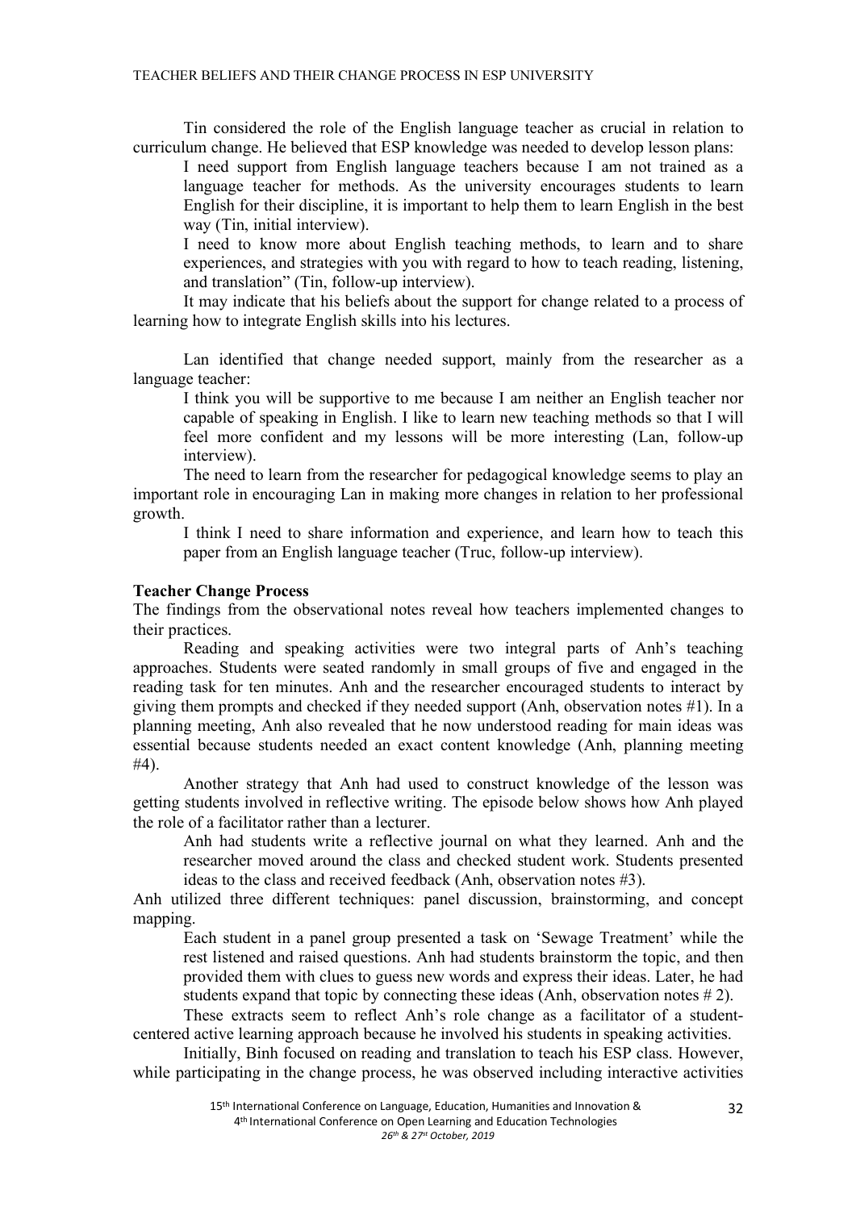Tin considered the role of the English language teacher as crucial in relation to curriculum change. He believed that ESP knowledge was needed to develop lesson plans:

> I need support from English language teachers because I am not trained as a language teacher for methods. As the university encourages students to learn English for their discipline, it is important to help them to learn English in the best way (Tin, initial interview).
>
> I need to know more about English teaching methods, to learn and to share experiences, and strategies with you with regard to how to teach reading, listening, and translation" (Tin, follow-up interview).

It may indicate that his beliefs about the support for change related to a process of learning how to integrate English skills into his lectures.

Lan identified that change needed support, mainly from the researcher as a language teacher:

> I think you will be supportive to me because I am neither an English teacher nor capable of speaking in English. I like to learn new teaching methods so that I will feel more confident and my lessons will be more interesting (Lan, follow-up interview).

The need to learn from the researcher for pedagogical knowledge seems to play an important role in encouraging Lan in making more changes in relation to her professional growth.

> I think I need to share information and experience, and learn how to teach this paper from an English language teacher (Truc, follow-up interview).

**Teacher Change Process**

The findings from the observational notes reveal how teachers implemented changes to their practices.

Reading and speaking activities were two integral parts of Anh's teaching approaches. Students were seated randomly in small groups of five and engaged in the reading task for ten minutes. Anh and the researcher encouraged students to interact by giving them prompts and checked if they needed support (Anh, observation notes #1). In a planning meeting, Anh also revealed that he now understood reading for main ideas was essential because students needed an exact content knowledge (Anh, planning meeting #4).

Another strategy that Anh had used to construct knowledge of the lesson was getting students involved in reflective writing. The episode below shows how Anh played the role of a facilitator rather than a lecturer.

> Anh had students write a reflective journal on what they learned. Anh and the researcher moved around the class and checked student work. Students presented ideas to the class and received feedback (Anh, observation notes #3).

Anh utilized three different techniques: panel discussion, brainstorming, and concept mapping.

> Each student in a panel group presented a task on 'Sewage Treatment' while the rest listened and raised questions. Anh had students brainstorm the topic, and then provided them with clues to guess new words and express their ideas. Later, he had students expand that topic by connecting these ideas (Anh, observation notes # 2).

These extracts seem to reflect Anh's role change as a facilitator of a student-centered active learning approach because he involved his students in speaking activities.

Initially, Binh focused on reading and translation to teach his ESP class. However, while participating in the change process, he was observed including interactive activities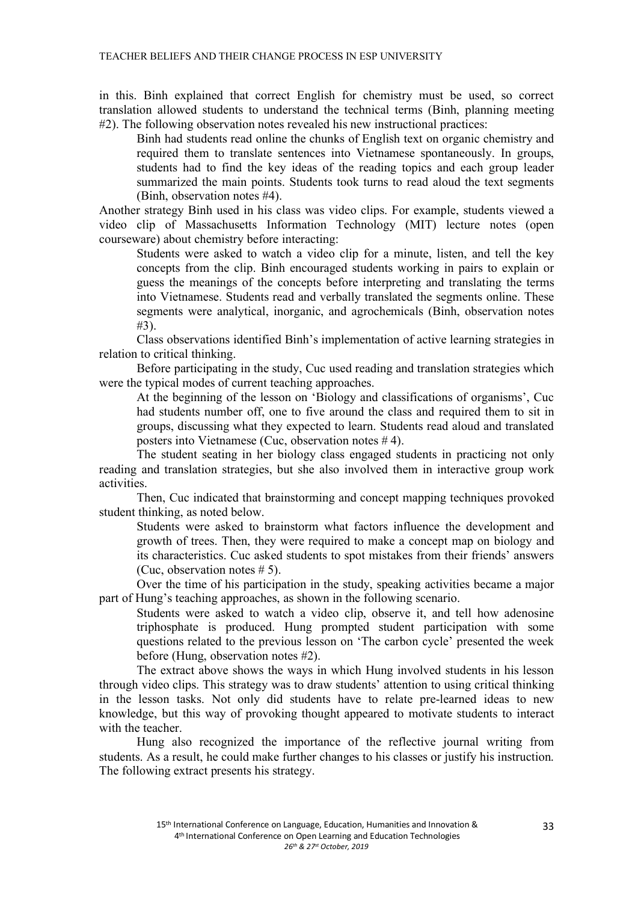in this. Binh explained that correct English for chemistry must be used, so correct translation allowed students to understand the technical terms (Binh, planning meeting #2). The following observation notes revealed his new instructional practices:

> Binh had students read online the chunks of English text on organic chemistry and required them to translate sentences into Vietnamese spontaneously. In groups, students had to find the key ideas of the reading topics and each group leader summarized the main points. Students took turns to read aloud the text segments (Binh, observation notes #4).

Another strategy Binh used in his class was video clips. For example, students viewed a video clip of Massachusetts Information Technology (MIT) lecture notes (open courseware) about chemistry before interacting:

> Students were asked to watch a video clip for a minute, listen, and tell the key concepts from the clip. Binh encouraged students working in pairs to explain or guess the meanings of the concepts before interpreting and translating the terms into Vietnamese. Students read and verbally translated the segments online. These segments were analytical, inorganic, and agrochemicals (Binh, observation notes #3).

Class observations identified Binh's implementation of active learning strategies in relation to critical thinking.

Before participating in the study, Cuc used reading and translation strategies which were the typical modes of current teaching approaches.

> At the beginning of the lesson on 'Biology and classifications of organisms', Cuc had students number off, one to five around the class and required them to sit in groups, discussing what they expected to learn. Students read aloud and translated posters into Vietnamese (Cuc, observation notes # 4).

The student seating in her biology class engaged students in practicing not only reading and translation strategies, but she also involved them in interactive group work activities.

Then, Cuc indicated that brainstorming and concept mapping techniques provoked student thinking, as noted below.

> Students were asked to brainstorm what factors influence the development and growth of trees. Then, they were required to make a concept map on biology and its characteristics. Cuc asked students to spot mistakes from their friends' answers (Cuc, observation notes # 5).

Over the time of his participation in the study, speaking activities became a major part of Hung's teaching approaches, as shown in the following scenario.

> Students were asked to watch a video clip, observe it, and tell how adenosine triphosphate is produced. Hung prompted student participation with some questions related to the previous lesson on 'The carbon cycle' presented the week before (Hung, observation notes #2).

The extract above shows the ways in which Hung involved students in his lesson through video clips. This strategy was to draw students' attention to using critical thinking in the lesson tasks. Not only did students have to relate pre-learned ideas to new knowledge, but this way of provoking thought appeared to motivate students to interact with the teacher.

Hung also recognized the importance of the reflective journal writing from students. As a result, he could make further changes to his classes or justify his instruction. The following extract presents his strategy.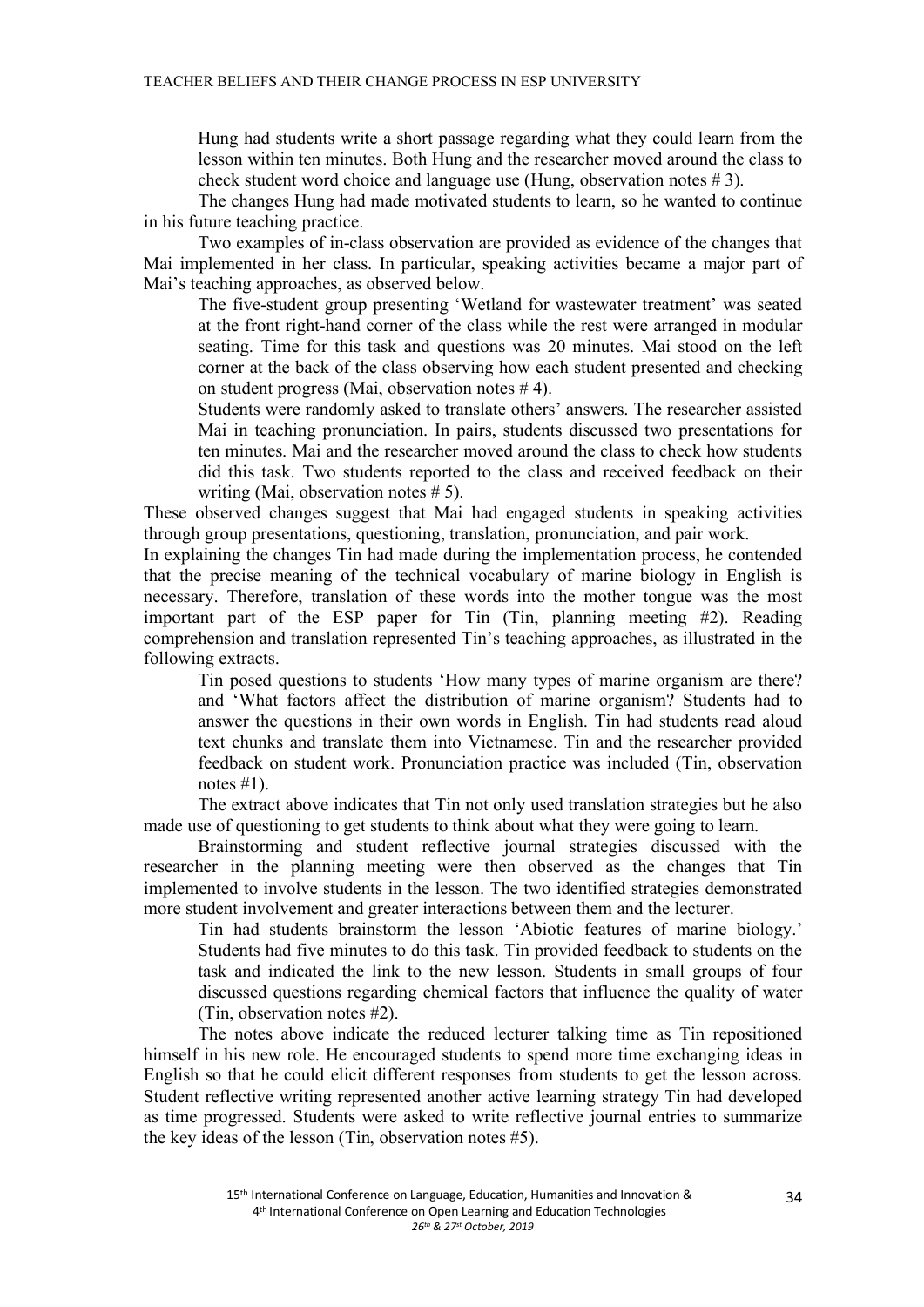> Hung had students write a short passage regarding what they could learn from the lesson within ten minutes. Both Hung and the researcher moved around the class to check student word choice and language use (Hung, observation notes # 3).

The changes Hung had made motivated students to learn, so he wanted to continue in his future teaching practice.

Two examples of in-class observation are provided as evidence of the changes that Mai implemented in her class. In particular, speaking activities became a major part of Mai's teaching approaches, as observed below.

> The five-student group presenting 'Wetland for wastewater treatment' was seated at the front right-hand corner of the class while the rest were arranged in modular seating. Time for this task and questions was 20 minutes. Mai stood on the left corner at the back of the class observing how each student presented and checking on student progress (Mai, observation notes # 4).
>
> Students were randomly asked to translate others' answers. The researcher assisted Mai in teaching pronunciation. In pairs, students discussed two presentations for ten minutes. Mai and the researcher moved around the class to check how students did this task. Two students reported to the class and received feedback on their writing (Mai, observation notes # 5).

These observed changes suggest that Mai had engaged students in speaking activities through group presentations, questioning, translation, pronunciation, and pair work.

In explaining the changes Tin had made during the implementation process, he contended that the precise meaning of the technical vocabulary of marine biology in English is necessary. Therefore, translation of these words into the mother tongue was the most important part of the ESP paper for Tin (Tin, planning meeting #2). Reading comprehension and translation represented Tin's teaching approaches, as illustrated in the following extracts.

> Tin posed questions to students 'How many types of marine organism are there? and 'What factors affect the distribution of marine organism? Students had to answer the questions in their own words in English. Tin had students read aloud text chunks and translate them into Vietnamese. Tin and the researcher provided feedback on student work. Pronunciation practice was included (Tin, observation notes #1).

The extract above indicates that Tin not only used translation strategies but he also made use of questioning to get students to think about what they were going to learn.

Brainstorming and student reflective journal strategies discussed with the researcher in the planning meeting were then observed as the changes that Tin implemented to involve students in the lesson. The two identified strategies demonstrated more student involvement and greater interactions between them and the lecturer.

> Tin had students brainstorm the lesson 'Abiotic features of marine biology.' Students had five minutes to do this task. Tin provided feedback to students on the task and indicated the link to the new lesson. Students in small groups of four discussed questions regarding chemical factors that influence the quality of water (Tin, observation notes #2).

The notes above indicate the reduced lecturer talking time as Tin repositioned himself in his new role. He encouraged students to spend more time exchanging ideas in English so that he could elicit different responses from students to get the lesson across. Student reflective writing represented another active learning strategy Tin had developed as time progressed. Students were asked to write reflective journal entries to summarize the key ideas of the lesson (Tin, observation notes #5).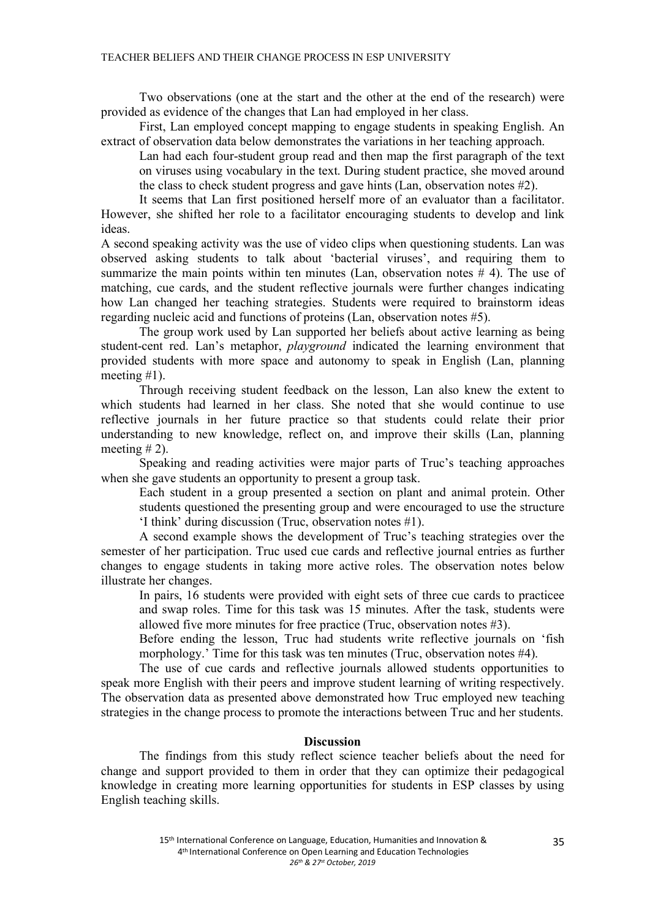Two observations (one at the start and the other at the end of the research) were provided as evidence of the changes that Lan had employed in her class.

First, Lan employed concept mapping to engage students in speaking English. An extract of observation data below demonstrates the variations in her teaching approach.

> Lan had each four-student group read and then map the first paragraph of the text on viruses using vocabulary in the text. During student practice, she moved around the class to check student progress and gave hints (Lan, observation notes #2).

It seems that Lan first positioned herself more of an evaluator than a facilitator. However, she shifted her role to a facilitator encouraging students to develop and link ideas.

A second speaking activity was the use of video clips when questioning students. Lan was observed asking students to talk about 'bacterial viruses', and requiring them to summarize the main points within ten minutes (Lan, observation notes # 4). The use of matching, cue cards, and the student reflective journals were further changes indicating how Lan changed her teaching strategies. Students were required to brainstorm ideas regarding nucleic acid and functions of proteins (Lan, observation notes #5).

The group work used by Lan supported her beliefs about active learning as being student-cent red. Lan's metaphor, *playground* indicated the learning environment that provided students with more space and autonomy to speak in English (Lan, planning meeting #1).

Through receiving student feedback on the lesson, Lan also knew the extent to which students had learned in her class. She noted that she would continue to use reflective journals in her future practice so that students could relate their prior understanding to new knowledge, reflect on, and improve their skills (Lan, planning meeting # 2).

Speaking and reading activities were major parts of Truc's teaching approaches when she gave students an opportunity to present a group task.

> Each student in a group presented a section on plant and animal protein. Other students questioned the presenting group and were encouraged to use the structure 'I think' during discussion (Truc, observation notes #1).

A second example shows the development of Truc's teaching strategies over the semester of her participation. Truc used cue cards and reflective journal entries as further changes to engage students in taking more active roles. The observation notes below illustrate her changes.

> In pairs, 16 students were provided with eight sets of three cue cards to practicee and swap roles. Time for this task was 15 minutes. After the task, students were allowed five more minutes for free practice (Truc, observation notes #3).
>
> Before ending the lesson, Truc had students write reflective journals on 'fish morphology.' Time for this task was ten minutes (Truc, observation notes #4).

The use of cue cards and reflective journals allowed students opportunities to speak more English with their peers and improve student learning of writing respectively. The observation data as presented above demonstrated how Truc employed new teaching strategies in the change process to promote the interactions between Truc and her students.

## Discussion

The findings from this study reflect science teacher beliefs about the need for change and support provided to them in order that they can optimize their pedagogical knowledge in creating more learning opportunities for students in ESP classes by using English teaching skills.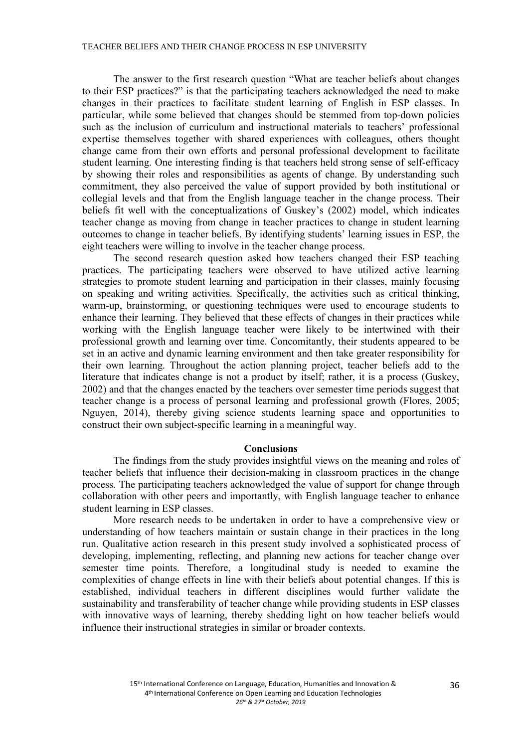The answer to the first research question "What are teacher beliefs about changes to their ESP practices?" is that the participating teachers acknowledged the need to make changes in their practices to facilitate student learning of English in ESP classes. In particular, while some believed that changes should be stemmed from top-down policies such as the inclusion of curriculum and instructional materials to teachers' professional expertise themselves together with shared experiences with colleagues, others thought change came from their own efforts and personal professional development to facilitate student learning. One interesting finding is that teachers held strong sense of self-efficacy by showing their roles and responsibilities as agents of change. By understanding such commitment, they also perceived the value of support provided by both institutional or collegial levels and that from the English language teacher in the change process. Their beliefs fit well with the conceptualizations of Guskey's (2002) model, which indicates teacher change as moving from change in teacher practices to change in student learning outcomes to change in teacher beliefs. By identifying students' learning issues in ESP, the eight teachers were willing to involve in the teacher change process.

The second research question asked how teachers changed their ESP teaching practices. The participating teachers were observed to have utilized active learning strategies to promote student learning and participation in their classes, mainly focusing on speaking and writing activities. Specifically, the activities such as critical thinking, warm-up, brainstorming, or questioning techniques were used to encourage students to enhance their learning. They believed that these effects of changes in their practices while working with the English language teacher were likely to be intertwined with their professional growth and learning over time. Concomitantly, their students appeared to be set in an active and dynamic learning environment and then take greater responsibility for their own learning. Throughout the action planning project, teacher beliefs add to the literature that indicates change is not a product by itself; rather, it is a process (Guskey, 2002) and that the changes enacted by the teachers over semester time periods suggest that teacher change is a process of personal learning and professional growth (Flores, 2005; Nguyen, 2014), thereby giving science students learning space and opportunities to construct their own subject-specific learning in a meaningful way.

## Conclusions

The findings from the study provides insightful views on the meaning and roles of teacher beliefs that influence their decision-making in classroom practices in the change process. The participating teachers acknowledged the value of support for change through collaboration with other peers and importantly, with English language teacher to enhance student learning in ESP classes.

More research needs to be undertaken in order to have a comprehensive view or understanding of how teachers maintain or sustain change in their practices in the long run. Qualitative action research in this present study involved a sophisticated process of developing, implementing, reflecting, and planning new actions for teacher change over semester time points. Therefore, a longitudinal study is needed to examine the complexities of change effects in line with their beliefs about potential changes. If this is established, individual teachers in different disciplines would further validate the sustainability and transferability of teacher change while providing students in ESP classes with innovative ways of learning, thereby shedding light on how teacher beliefs would influence their instructional strategies in similar or broader contexts.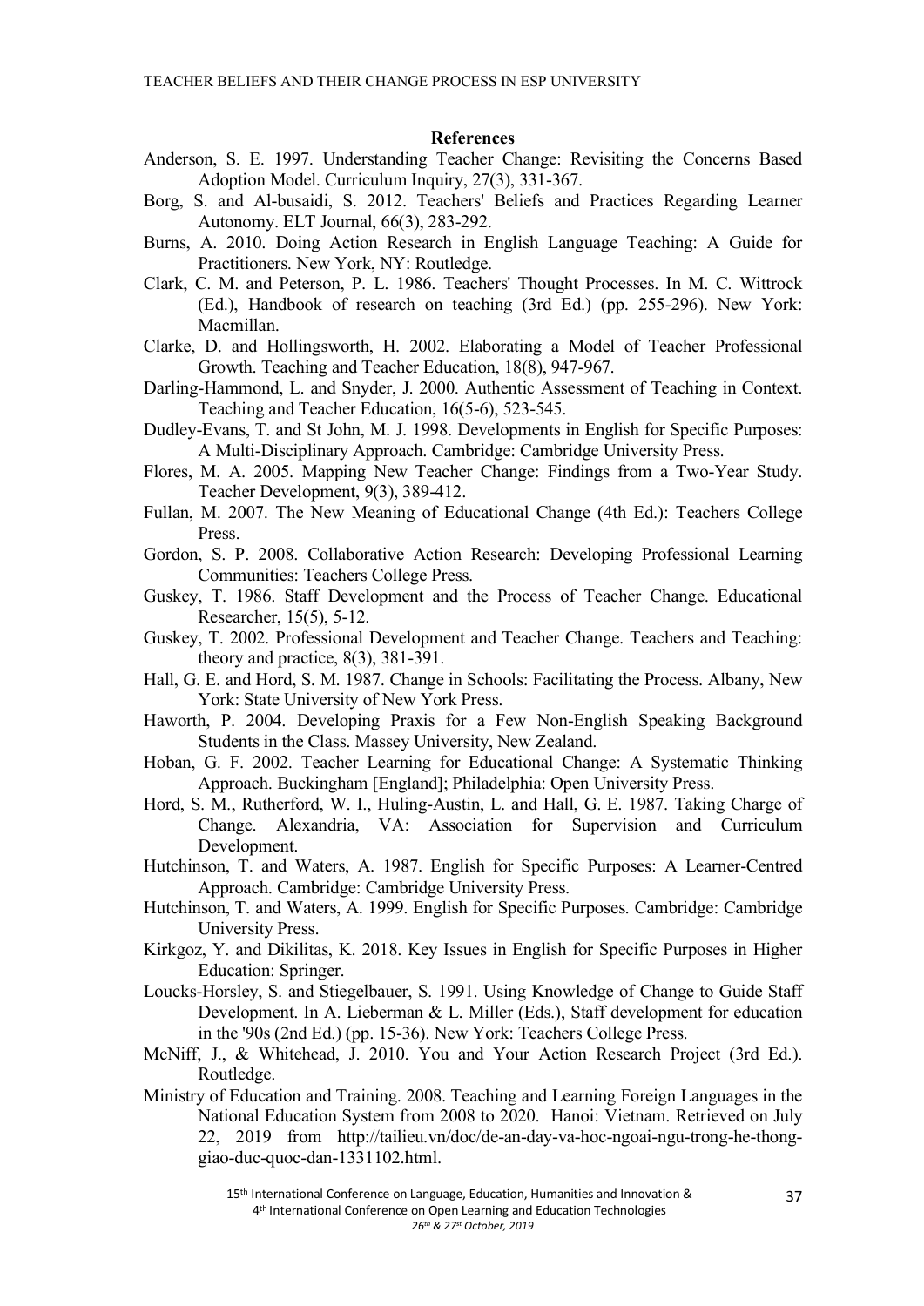## References

Anderson, S. E. 1997. Understanding Teacher Change: Revisiting the Concerns Based Adoption Model. Curriculum Inquiry, 27(3), 331-367.

Borg, S. and Al-busaidi, S. 2012. Teachers' Beliefs and Practices Regarding Learner Autonomy. ELT Journal, 66(3), 283-292.

Burns, A. 2010. Doing Action Research in English Language Teaching: A Guide for Practitioners. New York, NY: Routledge.

Clark, C. M. and Peterson, P. L. 1986. Teachers' Thought Processes. In M. C. Wittrock (Ed.), Handbook of research on teaching (3rd Ed.) (pp. 255-296). New York: Macmillan.

Clarke, D. and Hollingsworth, H. 2002. Elaborating a Model of Teacher Professional Growth. Teaching and Teacher Education, 18(8), 947-967.

Darling-Hammond, L. and Snyder, J. 2000. Authentic Assessment of Teaching in Context. Teaching and Teacher Education, 16(5-6), 523-545.

Dudley-Evans, T. and St John, M. J. 1998. Developments in English for Specific Purposes: A Multi-Disciplinary Approach. Cambridge: Cambridge University Press.

Flores, M. A. 2005. Mapping New Teacher Change: Findings from a Two-Year Study. Teacher Development, 9(3), 389-412.

Fullan, M. 2007. The New Meaning of Educational Change (4th Ed.): Teachers College Press.

Gordon, S. P. 2008. Collaborative Action Research: Developing Professional Learning Communities: Teachers College Press.

Guskey, T. 1986. Staff Development and the Process of Teacher Change. Educational Researcher, 15(5), 5-12.

Guskey, T. 2002. Professional Development and Teacher Change. Teachers and Teaching: theory and practice, 8(3), 381-391.

Hall, G. E. and Hord, S. M. 1987. Change in Schools: Facilitating the Process. Albany, New York: State University of New York Press.

Haworth, P. 2004. Developing Praxis for a Few Non-English Speaking Background Students in the Class. Massey University, New Zealand.

Hoban, G. F. 2002. Teacher Learning for Educational Change: A Systematic Thinking Approach. Buckingham [England]; Philadelphia: Open University Press.

Hord, S. M., Rutherford, W. I., Huling-Austin, L. and Hall, G. E. 1987. Taking Charge of Change. Alexandria, VA: Association for Supervision and Curriculum Development.

Hutchinson, T. and Waters, A. 1987. English for Specific Purposes: A Learner-Centred Approach. Cambridge: Cambridge University Press.

Hutchinson, T. and Waters, A. 1999. English for Specific Purposes. Cambridge: Cambridge University Press.

Kirkgoz, Y. and Dikilitas, K. 2018. Key Issues in English for Specific Purposes in Higher Education: Springer.

Loucks-Horsley, S. and Stiegelbauer, S. 1991. Using Knowledge of Change to Guide Staff Development. In A. Lieberman & L. Miller (Eds.), Staff development for education in the '90s (2nd Ed.) (pp. 15-36). New York: Teachers College Press.

McNiff, J., & Whitehead, J. 2010. You and Your Action Research Project (3rd Ed.). Routledge.

Ministry of Education and Training. 2008. Teaching and Learning Foreign Languages in the National Education System from 2008 to 2020. Hanoi: Vietnam. Retrieved on July 22, 2019 from http://tailieu.vn/doc/de-an-day-va-hoc-ngoai-ngu-trong-he-thong-giao-duc-quoc-dan-1331102.html.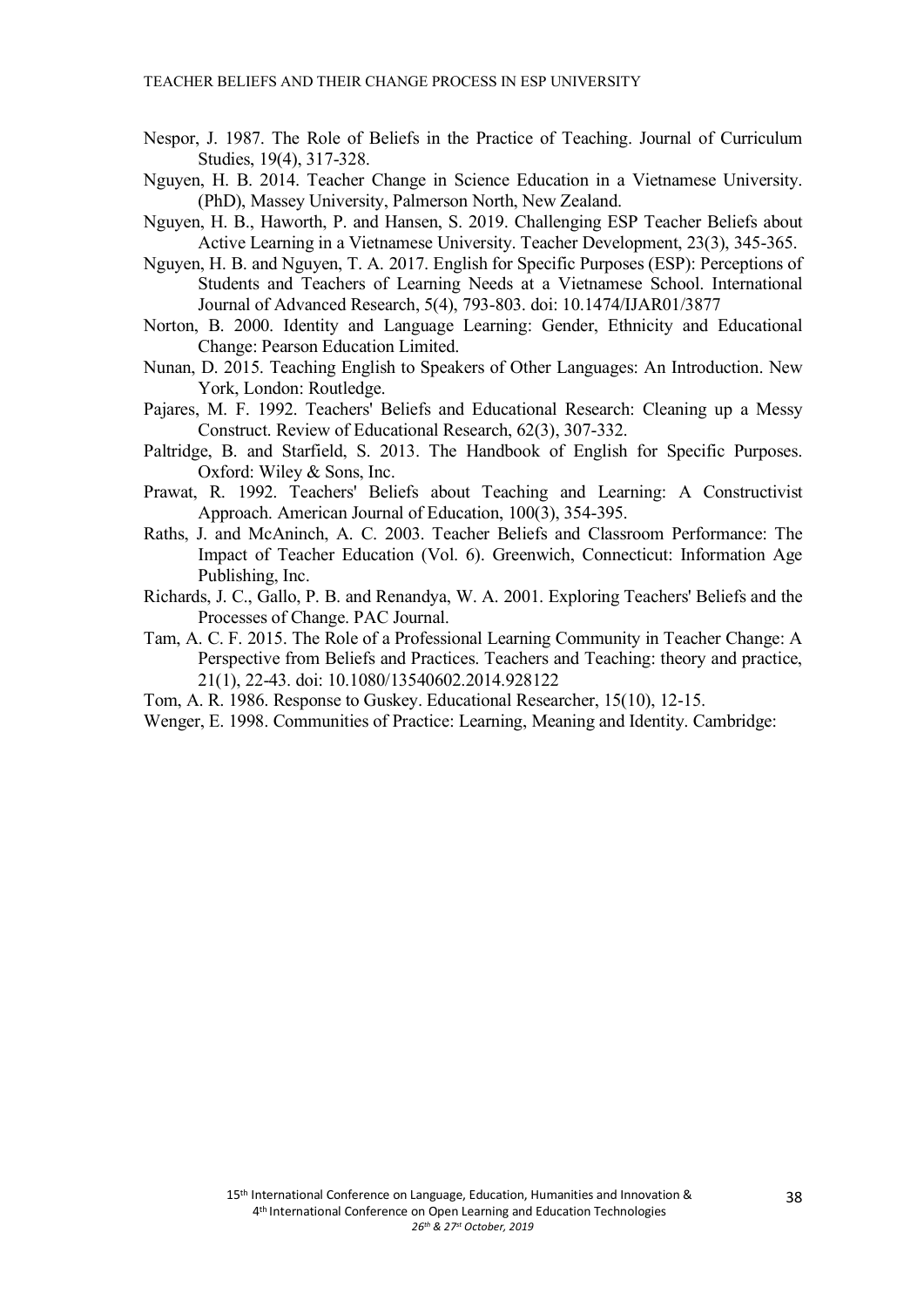Nespor, J. 1987. The Role of Beliefs in the Practice of Teaching. Journal of Curriculum Studies, 19(4), 317-328.

Nguyen, H. B. 2014. Teacher Change in Science Education in a Vietnamese University. (PhD), Massey University, Palmerson North, New Zealand.

Nguyen, H. B., Haworth, P. and Hansen, S. 2019. Challenging ESP Teacher Beliefs about Active Learning in a Vietnamese University. Teacher Development, 23(3), 345-365.

Nguyen, H. B. and Nguyen, T. A. 2017. English for Specific Purposes (ESP): Perceptions of Students and Teachers of Learning Needs at a Vietnamese School. International Journal of Advanced Research, 5(4), 793-803. doi: 10.1474/IJAR01/3877

Norton, B. 2000. Identity and Language Learning: Gender, Ethnicity and Educational Change: Pearson Education Limited.

Nunan, D. 2015. Teaching English to Speakers of Other Languages: An Introduction. New York, London: Routledge.

Pajares, M. F. 1992. Teachers' Beliefs and Educational Research: Cleaning up a Messy Construct. Review of Educational Research, 62(3), 307-332.

Paltridge, B. and Starfield, S. 2013. The Handbook of English for Specific Purposes. Oxford: Wiley & Sons, Inc.

Prawat, R. 1992. Teachers' Beliefs about Teaching and Learning: A Constructivist Approach. American Journal of Education, 100(3), 354-395.

Raths, J. and McAninch, A. C. 2003. Teacher Beliefs and Classroom Performance: The Impact of Teacher Education (Vol. 6). Greenwich, Connecticut: Information Age Publishing, Inc.

Richards, J. C., Gallo, P. B. and Renandya, W. A. 2001. Exploring Teachers' Beliefs and the Processes of Change. PAC Journal.

Tam, A. C. F. 2015. The Role of a Professional Learning Community in Teacher Change: A Perspective from Beliefs and Practices. Teachers and Teaching: theory and practice, 21(1), 22-43. doi: 10.1080/13540602.2014.928122

Tom, A. R. 1986. Response to Guskey. Educational Researcher, 15(10), 12-15.

Wenger, E. 1998. Communities of Practice: Learning, Meaning and Identity. Cambridge: